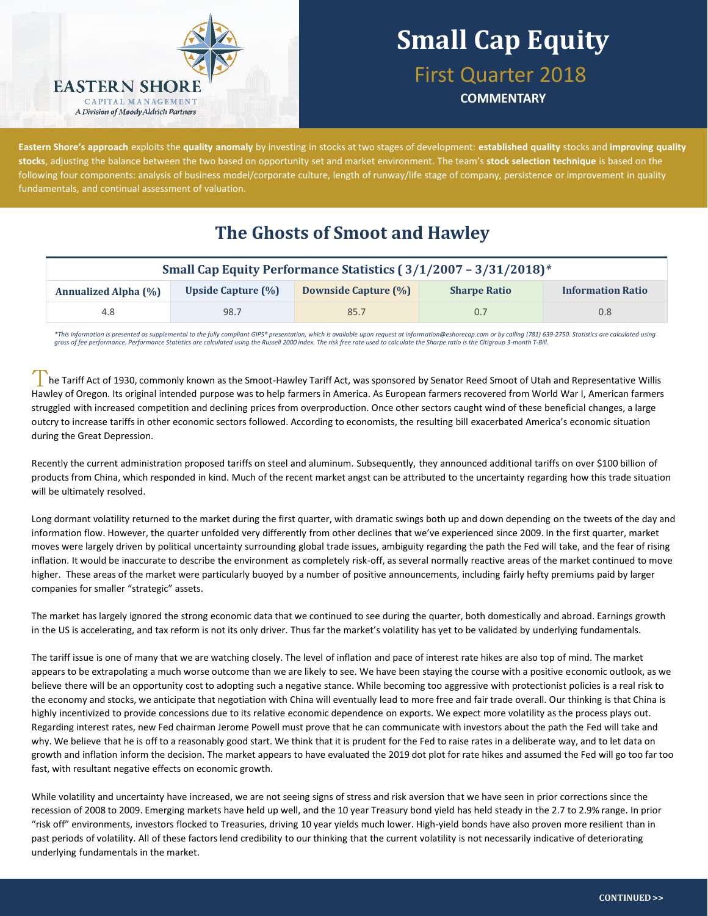EASTERN SHORE
CAPITAL MANAGEMENT
*A Division of Moody Aldrich Partners*

# Small Cap Equity

## First Quarter 2018

**COMMENTARY**

**Eastern Shore's approach** exploits the **quality anomaly** by investing in stocks at two stages of development: **established quality** stocks and **improving quality stocks**, adjusting the balance between the two based on opportunity set and market environment. The team's **stock selection technique** is based on the following four components: analysis of business model/corporate culture, length of runway/life stage of company, persistence or improvement in quality fundamentals, and continual assessment of valuation.

## The Ghosts of Smoot and Hawley

| Small Cap Equity Performance Statistics ( 3/1/2007 – 3/31/2018)* | | | | |
|---|---|---|---|---|
| Annualized Alpha (%) | Upside Capture (%) | Downside Capture (%) | Sharpe Ratio | Information Ratio |
| 4.8 | 98.7 | 85.7 | 0.7 | 0.8 |

*\*This information is presented as supplemental to the fully compliant GIPS® presentation, which is available upon request at information@eshorecap.com or by calling (781) 639-2750. Statistics are calculated using gross of fee performance. Performance Statistics are calculated using the Russell 2000 index. The risk free rate used to calculate the Sharpe ratio is the Citigroup 3-month T-Bill.*

The Tariff Act of 1930, commonly known as the Smoot-Hawley Tariff Act, was sponsored by Senator Reed Smoot of Utah and Representative Willis Hawley of Oregon. Its original intended purpose was to help farmers in America. As European farmers recovered from World War I, American farmers struggled with increased competition and declining prices from overproduction. Once other sectors caught wind of these beneficial changes, a large outcry to increase tariffs in other economic sectors followed. According to economists, the resulting bill exacerbated America's economic situation during the Great Depression.

Recently the current administration proposed tariffs on steel and aluminum. Subsequently, they announced additional tariffs on over $100 billion of products from China, which responded in kind. Much of the recent market angst can be attributed to the uncertainty regarding how this trade situation will be ultimately resolved.

Long dormant volatility returned to the market during the first quarter, with dramatic swings both up and down depending on the tweets of the day and information flow. However, the quarter unfolded very differently from other declines that we've experienced since 2009. In the first quarter, market moves were largely driven by political uncertainty surrounding global trade issues, ambiguity regarding the path the Fed will take, and the fear of rising inflation. It would be inaccurate to describe the environment as completely risk-off, as several normally reactive areas of the market continued to move higher. These areas of the market were particularly buoyed by a number of positive announcements, including fairly hefty premiums paid by larger companies for smaller "strategic" assets.

The market has largely ignored the strong economic data that we continued to see during the quarter, both domestically and abroad. Earnings growth in the US is accelerating, and tax reform is not its only driver. Thus far the market's volatility has yet to be validated by underlying fundamentals.

The tariff issue is one of many that we are watching closely. The level of inflation and pace of interest rate hikes are also top of mind. The market appears to be extrapolating a much worse outcome than we are likely to see. We have been staying the course with a positive economic outlook, as we believe there will be an opportunity cost to adopting such a negative stance. While becoming too aggressive with protectionist policies is a real risk to the economy and stocks, we anticipate that negotiation with China will eventually lead to more free and fair trade overall. Our thinking is that China is highly incentivized to provide concessions due to its relative economic dependence on exports. We expect more volatility as the process plays out. Regarding interest rates, new Fed chairman Jerome Powell must prove that he can communicate with investors about the path the Fed will take and why. We believe that he is off to a reasonably good start. We think that it is prudent for the Fed to raise rates in a deliberate way, and to let data on growth and inflation inform the decision. The market appears to have evaluated the 2019 dot plot for rate hikes and assumed the Fed will go too far too fast, with resultant negative effects on economic growth.

While volatility and uncertainty have increased, we are not seeing signs of stress and risk aversion that we have seen in prior corrections since the recession of 2008 to 2009. Emerging markets have held up well, and the 10 year Treasury bond yield has held steady in the 2.7 to 2.9% range. In prior "risk off" environments, investors flocked to Treasuries, driving 10 year yields much lower. High-yield bonds have also proven more resilient than in past periods of volatility. All of these factors lend credibility to our thinking that the current volatility is not necessarily indicative of deteriorating underlying fundamentals in the market.

CONTINUED >>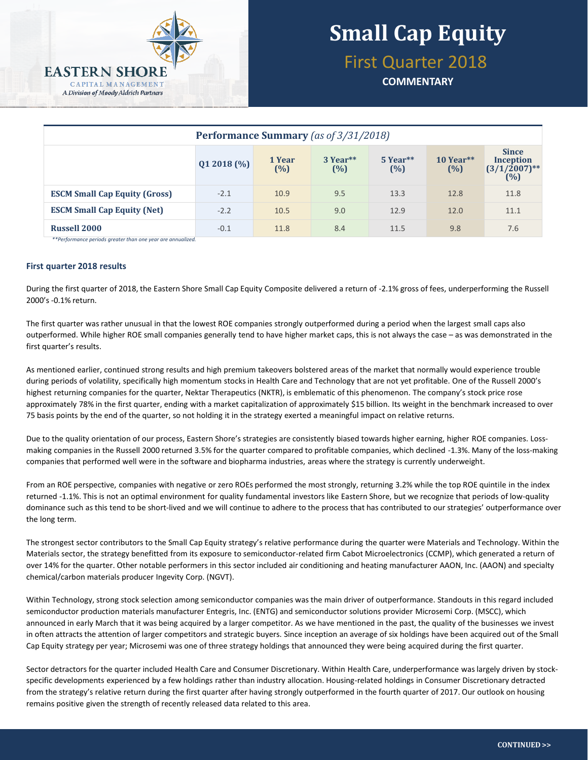# Small Cap Equity

## First Quarter 2018

**COMMENTARY**

| **Performance Summary** *(as of 3/31/2018)* | Q1 2018 (%) | 1 Year (%) | 3 Year** (%) | 5 Year** (%) | 10 Year** (%) | Since Inception (3/1/2007)** (%) |
|---|---|---|---|---|---|---|
| **ESCM Small Cap Equity (Gross)** | -2.1 | 10.9 | 9.5 | 13.3 | 12.8 | 11.8 |
| **ESCM Small Cap Equity (Net)** | -2.2 | 10.5 | 9.0 | 12.9 | 12.0 | 11.1 |
| **Russell 2000** | -0.1 | 11.8 | 8.4 | 11.5 | 9.8 | 7.6 |

*\*\*Performance periods greater than one year are annualized.*

### First quarter 2018 results

During the first quarter of 2018, the Eastern Shore Small Cap Equity Composite delivered a return of -2.1% gross of fees, underperforming the Russell 2000's -0.1% return.

The first quarter was rather unusual in that the lowest ROE companies strongly outperformed during a period when the largest small caps also outperformed. While higher ROE small companies generally tend to have higher market caps, this is not always the case – as was demonstrated in the first quarter's results.

As mentioned earlier, continued strong results and high premium takeovers bolstered areas of the market that normally would experience trouble during periods of volatility, specifically high momentum stocks in Health Care and Technology that are not yet profitable. One of the Russell 2000's highest returning companies for the quarter, Nektar Therapeutics (NKTR), is emblematic of this phenomenon. The company's stock price rose approximately 78% in the first quarter, ending with a market capitalization of approximately $15 billion. Its weight in the benchmark increased to over 75 basis points by the end of the quarter, so not holding it in the strategy exerted a meaningful impact on relative returns.

Due to the quality orientation of our process, Eastern Shore's strategies are consistently biased towards higher earning, higher ROE companies. Loss-making companies in the Russell 2000 returned 3.5% for the quarter compared to profitable companies, which declined -1.3%. Many of the loss-making companies that performed well were in the software and biopharma industries, areas where the strategy is currently underweight.

From an ROE perspective, companies with negative or zero ROEs performed the most strongly, returning 3.2% while the top ROE quintile in the index returned -1.1%. This is not an optimal environment for quality fundamental investors like Eastern Shore, but we recognize that periods of low-quality dominance such as this tend to be short-lived and we will continue to adhere to the process that has contributed to our strategies' outperformance over the long term.

The strongest sector contributors to the Small Cap Equity strategy's relative performance during the quarter were Materials and Technology. Within the Materials sector, the strategy benefitted from its exposure to semiconductor-related firm Cabot Microelectronics (CCMP), which generated a return of over 14% for the quarter. Other notable performers in this sector included air conditioning and heating manufacturer AAON, Inc. (AAON) and specialty chemical/carbon materials producer Ingevity Corp. (NGVT).

Within Technology, strong stock selection among semiconductor companies was the main driver of outperformance. Standouts in this regard included semiconductor production materials manufacturer Entegris, Inc. (ENTG) and semiconductor solutions provider Microsemi Corp. (MSCC), which announced in early March that it was being acquired by a larger competitor. As we have mentioned in the past, the quality of the businesses we invest in often attracts the attention of larger competitors and strategic buyers. Since inception an average of six holdings have been acquired out of the Small Cap Equity strategy per year; Microsemi was one of three strategy holdings that announced they were being acquired during the first quarter.

Sector detractors for the quarter included Health Care and Consumer Discretionary. Within Health Care, underperformance was largely driven by stock-specific developments experienced by a few holdings rather than industry allocation. Housing-related holdings in Consumer Discretionary detracted from the strategy's relative return during the first quarter after having strongly outperformed in the fourth quarter of 2017. Our outlook on housing remains positive given the strength of recently released data related to this area.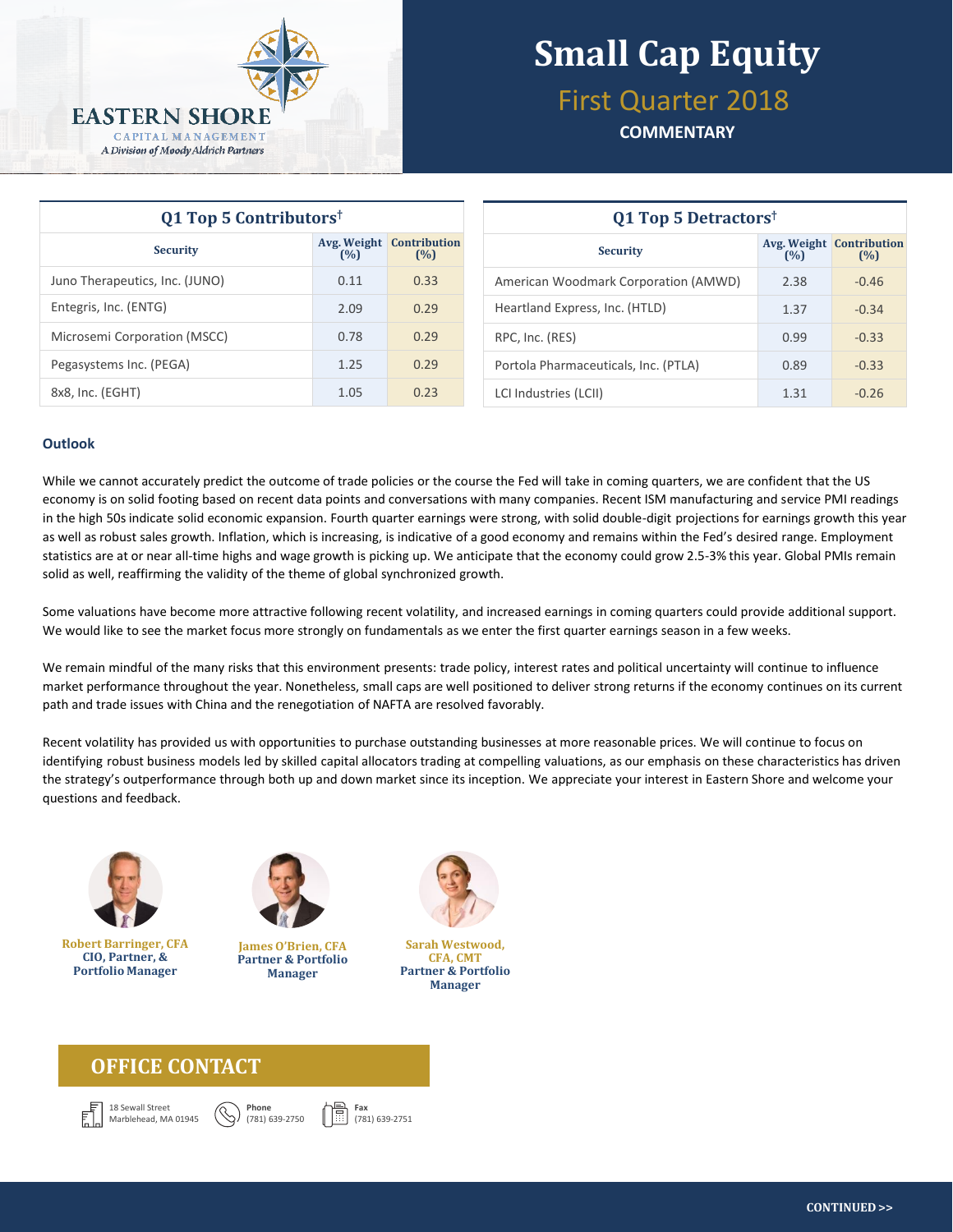EASTERN SHORE
CAPITAL MANAGEMENT
*A Division of Moody Aldrich Partners*

# Small Cap Equity

## First Quarter 2018

**COMMENTARY**

| Q1 Top 5 Contributors† | | |
|---|---|---|
| **Security** | **Avg. Weight (%)** | **Contribution (%)** |
| Juno Therapeutics, Inc. (JUNO) | 0.11 | 0.33 |
| Entegris, Inc. (ENTG) | 2.09 | 0.29 |
| Microsemi Corporation (MSCC) | 0.78 | 0.29 |
| Pegasystems Inc. (PEGA) | 1.25 | 0.29 |
| 8x8, Inc. (EGHT) | 1.05 | 0.23 |

| Q1 Top 5 Detractors† | | |
|---|---|---|
| **Security** | **Avg. Weight (%)** | **Contribution (%)** |
| American Woodmark Corporation (AMWD) | 2.38 | -0.46 |
| Heartland Express, Inc. (HTLD) | 1.37 | -0.34 |
| RPC, Inc. (RES) | 0.99 | -0.33 |
| Portola Pharmaceuticals, Inc. (PTLA) | 0.89 | -0.33 |
| LCI Industries (LCII) | 1.31 | -0.26 |

### Outlook

While we cannot accurately predict the outcome of trade policies or the course the Fed will take in coming quarters, we are confident that the US economy is on solid footing based on recent data points and conversations with many companies. Recent ISM manufacturing and service PMI readings in the high 50s indicate solid economic expansion. Fourth quarter earnings were strong, with solid double-digit projections for earnings growth this year as well as robust sales growth. Inflation, which is increasing, is indicative of a good economy and remains within the Fed's desired range. Employment statistics are at or near all-time highs and wage growth is picking up. We anticipate that the economy could grow 2.5-3% this year. Global PMIs remain solid as well, reaffirming the validity of the theme of global synchronized growth.

Some valuations have become more attractive following recent volatility, and increased earnings in coming quarters could provide additional support. We would like to see the market focus more strongly on fundamentals as we enter the first quarter earnings season in a few weeks.

We remain mindful of the many risks that this environment presents: trade policy, interest rates and political uncertainty will continue to influence market performance throughout the year. Nonetheless, small caps are well positioned to deliver strong returns if the economy continues on its current path and trade issues with China and the renegotiation of NAFTA are resolved favorably.

Recent volatility has provided us with opportunities to purchase outstanding businesses at more reasonable prices. We will continue to focus on identifying robust business models led by skilled capital allocators trading at compelling valuations, as our emphasis on these characteristics has driven the strategy's outperformance through both up and down market since its inception. We appreciate your interest in Eastern Shore and welcome your questions and feedback.

**Robert Barringer, CFA**
**CIO, Partner, & Portfolio Manager**

**James O'Brien, CFA**
**Partner & Portfolio Manager**

**Sarah Westwood, CFA, CMT**
**Partner & Portfolio Manager**

## OFFICE CONTACT

18 Sewall Street
Marblehead, MA 01945

**Phone**
(781) 639-2750

**Fax**
(781) 639-2751

**CONTINUED >>**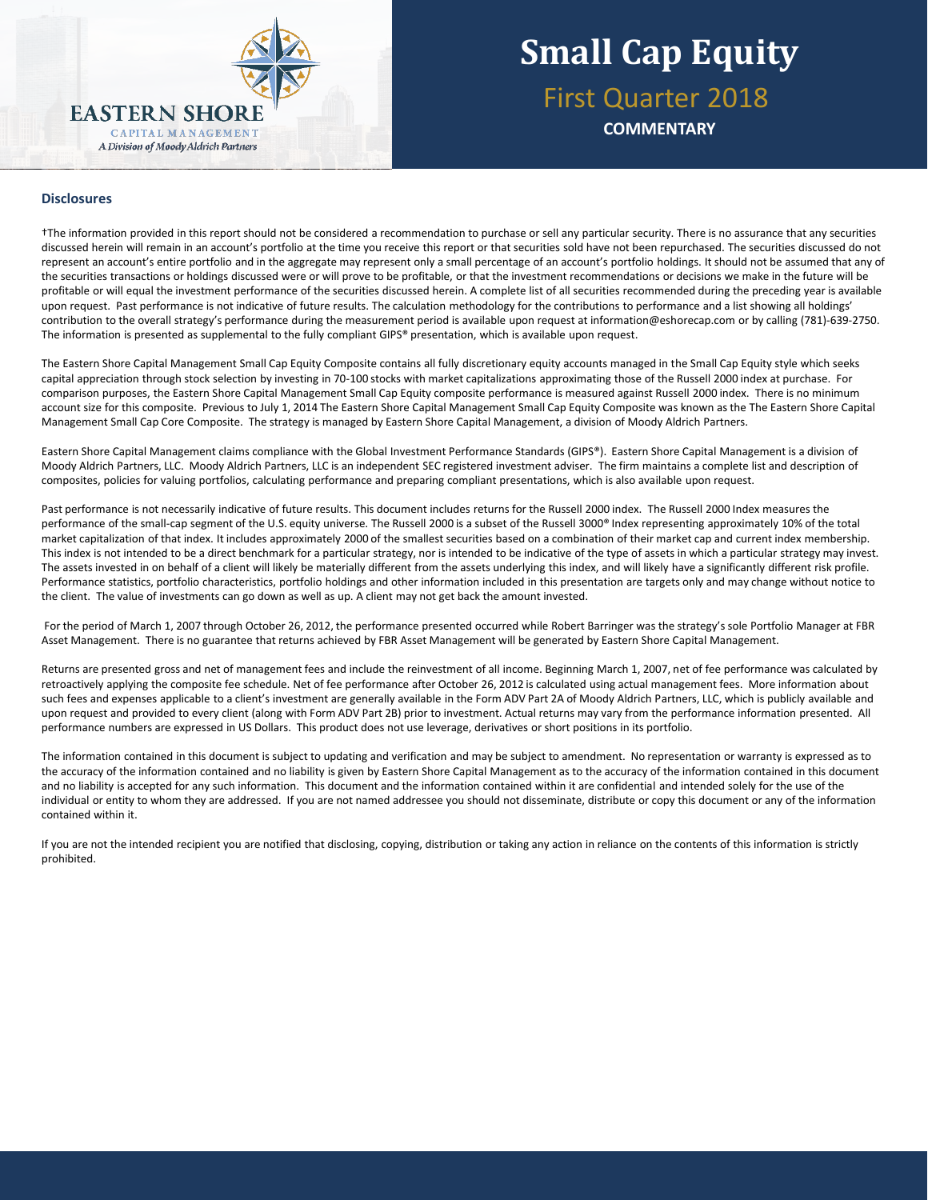# Small Cap Equity

First Quarter 2018

**COMMENTARY**

EASTERN SHORE

CAPITAL MANAGEMENT

*A Division of Moody Aldrich Partners*

## Disclosures

†The information provided in this report should not be considered a recommendation to purchase or sell any particular security. There is no assurance that any securities discussed herein will remain in an account's portfolio at the time you receive this report or that securities sold have not been repurchased. The securities discussed do not represent an account's entire portfolio and in the aggregate may represent only a small percentage of an account's portfolio holdings. It should not be assumed that any of the securities transactions or holdings discussed were or will prove to be profitable, or that the investment recommendations or decisions we make in the future will be profitable or will equal the investment performance of the securities discussed herein. A complete list of all securities recommended during the preceding year is available upon request. Past performance is not indicative of future results. The calculation methodology for the contributions to performance and a list showing all holdings' contribution to the overall strategy's performance during the measurement period is available upon request at information@eshorecap.com or by calling (781)-639-2750. The information is presented as supplemental to the fully compliant GIPS® presentation, which is available upon request.

The Eastern Shore Capital Management Small Cap Equity Composite contains all fully discretionary equity accounts managed in the Small Cap Equity style which seeks capital appreciation through stock selection by investing in 70-100 stocks with market capitalizations approximating those of the Russell 2000 index at purchase. For comparison purposes, the Eastern Shore Capital Management Small Cap Equity composite performance is measured against Russell 2000 index. There is no minimum account size for this composite. Previous to July 1, 2014 The Eastern Shore Capital Management Small Cap Equity Composite was known as the The Eastern Shore Capital Management Small Cap Core Composite. The strategy is managed by Eastern Shore Capital Management, a division of Moody Aldrich Partners.

Eastern Shore Capital Management claims compliance with the Global Investment Performance Standards (GIPS®). Eastern Shore Capital Management is a division of Moody Aldrich Partners, LLC. Moody Aldrich Partners, LLC is an independent SEC registered investment adviser. The firm maintains a complete list and description of composites, policies for valuing portfolios, calculating performance and preparing compliant presentations, which is also available upon request.

Past performance is not necessarily indicative of future results. This document includes returns for the Russell 2000 index. The Russell 2000 Index measures the performance of the small-cap segment of the U.S. equity universe. The Russell 2000 is a subset of the Russell 3000® Index representing approximately 10% of the total market capitalization of that index. It includes approximately 2000 of the smallest securities based on a combination of their market cap and current index membership. This index is not intended to be a direct benchmark for a particular strategy, nor is intended to be indicative of the type of assets in which a particular strategy may invest. The assets invested in on behalf of a client will likely be materially different from the assets underlying this index, and will likely have a significantly different risk profile. Performance statistics, portfolio characteristics, portfolio holdings and other information included in this presentation are targets only and may change without notice to the client. The value of investments can go down as well as up. A client may not get back the amount invested.

For the period of March 1, 2007 through October 26, 2012, the performance presented occurred while Robert Barringer was the strategy's sole Portfolio Manager at FBR Asset Management. There is no guarantee that returns achieved by FBR Asset Management will be generated by Eastern Shore Capital Management.

Returns are presented gross and net of management fees and include the reinvestment of all income. Beginning March 1, 2007, net of fee performance was calculated by retroactively applying the composite fee schedule. Net of fee performance after October 26, 2012 is calculated using actual management fees. More information about such fees and expenses applicable to a client's investment are generally available in the Form ADV Part 2A of Moody Aldrich Partners, LLC, which is publicly available and upon request and provided to every client (along with Form ADV Part 2B) prior to investment. Actual returns may vary from the performance information presented. All performance numbers are expressed in US Dollars. This product does not use leverage, derivatives or short positions in its portfolio.

The information contained in this document is subject to updating and verification and may be subject to amendment. No representation or warranty is expressed as to the accuracy of the information contained and no liability is given by Eastern Shore Capital Management as to the accuracy of the information contained in this document and no liability is accepted for any such information. This document and the information contained within it are confidential and intended solely for the use of the individual or entity to whom they are addressed. If you are not named addressee you should not disseminate, distribute or copy this document or any of the information contained within it.

If you are not the intended recipient you are notified that disclosing, copying, distribution or taking any action in reliance on the contents of this information is strictly prohibited.